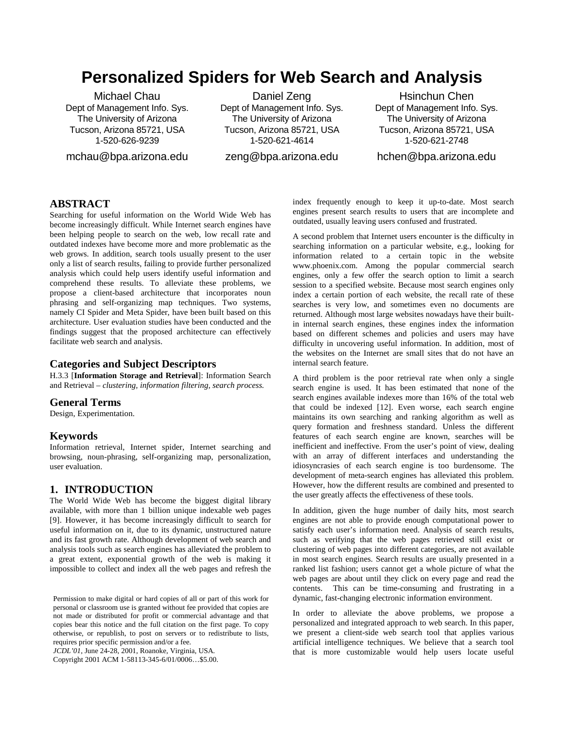# Personalized Spiders for Web Search and Analysis

Michael Chau
Dept of Management Info. Sys.
The University of Arizona
Tucson, Arizona 85721, USA
1-520-626-9239
mchau@bpa.arizona.edu

Daniel Zeng
Dept of Management Info. Sys.
The University of Arizona
Tucson, Arizona 85721, USA
1-520-621-4614
zeng@bpa.arizona.edu

Hsinchun Chen
Dept of Management Info. Sys.
The University of Arizona
Tucson, Arizona 85721, USA
1-520-621-2748
hchen@bpa.arizona.edu

## ABSTRACT

Searching for useful information on the World Wide Web has become increasingly difficult. While Internet search engines have been helping people to search on the web, low recall rate and outdated indexes have become more and more problematic as the web grows. In addition, search tools usually present to the user only a list of search results, failing to provide further personalized analysis which could help users identify useful information and comprehend these results. To alleviate these problems, we propose a client-based architecture that incorporates noun phrasing and self-organizing map techniques. Two systems, namely CI Spider and Meta Spider, have been built based on this architecture. User evaluation studies have been conducted and the findings suggest that the proposed architecture can effectively facilitate web search and analysis.

### Categories and Subject Descriptors

H.3.3 [**Information Storage and Retrieval**]: Information Search and Retrieval – *clustering, information filtering, search process.*

### General Terms

Design, Experimentation.

### Keywords

Information retrieval, Internet spider, Internet searching and browsing, noun-phrasing, self-organizing map, personalization, user evaluation.

## 1. INTRODUCTION

The World Wide Web has become the biggest digital library available, with more than 1 billion unique indexable web pages [9]. However, it has become increasingly difficult to search for useful information on it, due to its dynamic, unstructured nature and its fast growth rate. Although development of web search and analysis tools such as search engines has alleviated the problem to a great extent, exponential growth of the web is making it impossible to collect and index all the web pages and refresh the index frequently enough to keep it up-to-date. Most search engines present search results to users that are incomplete and outdated, usually leaving users confused and frustrated.

A second problem that Internet users encounter is the difficulty in searching information on a particular website, e.g., looking for information related to a certain topic in the website www.phoenix.com. Among the popular commercial search engines, only a few offer the search option to limit a search session to a specified website. Because most search engines only index a certain portion of each website, the recall rate of these searches is very low, and sometimes even no documents are returned. Although most large websites nowadays have their built-in internal search engines, these engines index the information based on different schemes and policies and users may have difficulty in uncovering useful information. In addition, most of the websites on the Internet are small sites that do not have an internal search feature.

A third problem is the poor retrieval rate when only a single search engine is used. It has been estimated that none of the search engines available indexes more than 16% of the total web that could be indexed [12]. Even worse, each search engine maintains its own searching and ranking algorithm as well as query formation and freshness standard. Unless the different features of each search engine are known, searches will be inefficient and ineffective. From the user's point of view, dealing with an array of different interfaces and understanding the idiosyncrasies of each search engine is too burdensome. The development of meta-search engines has alleviated this problem. However, how the different results are combined and presented to the user greatly affects the effectiveness of these tools.

In addition, given the huge number of daily hits, most search engines are not able to provide enough computational power to satisfy each user's information need. Analysis of search results, such as verifying that the web pages retrieved still exist or clustering of web pages into different categories, are not available in most search engines. Search results are usually presented in a ranked list fashion; users cannot get a whole picture of what the web pages are about until they click on every page and read the contents. This can be time-consuming and frustrating in a dynamic, fast-changing electronic information environment.

In order to alleviate the above problems, we propose a personalized and integrated approach to web search. In this paper, we present a client-side web search tool that applies various artificial intelligence techniques. We believe that a search tool that is more customizable would help users locate useful

Permission to make digital or hard copies of all or part of this work for personal or classroom use is granted without fee provided that copies are not made or distributed for profit or commercial advantage and that copies bear this notice and the full citation on the first page. To copy otherwise, or republish, to post on servers or to redistribute to lists, requires prior specific permission and/or a fee.
*JCDL'01*, June 24-28, 2001, Roanoke, Virginia, USA.
Copyright 2001 ACM 1-58113-345-6/01/0006…$5.00.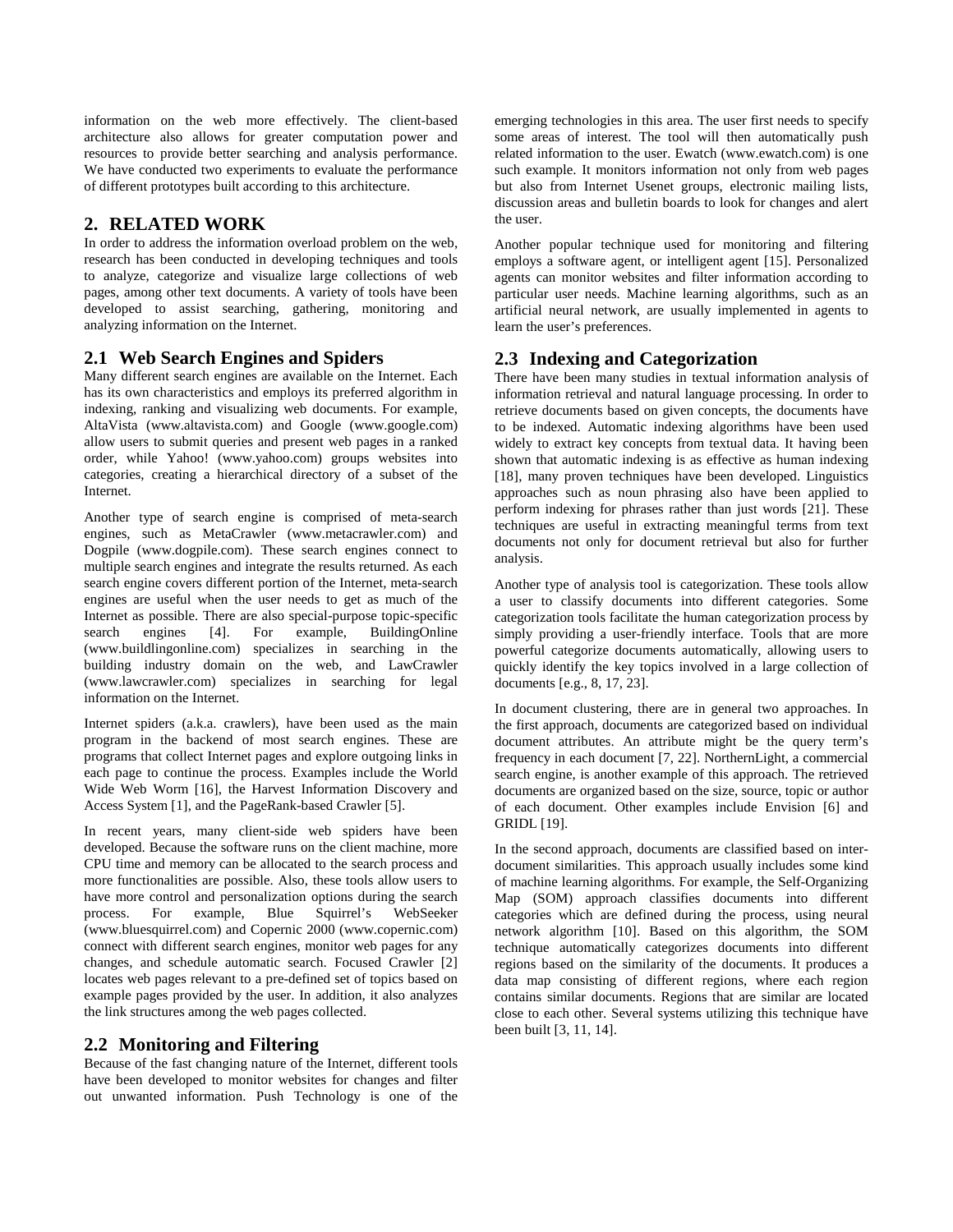information on the web more effectively. The client-based architecture also allows for greater computation power and resources to provide better searching and analysis performance. We have conducted two experiments to evaluate the performance of different prototypes built according to this architecture.

## 2. RELATED WORK

In order to address the information overload problem on the web, research has been conducted in developing techniques and tools to analyze, categorize and visualize large collections of web pages, among other text documents. A variety of tools have been developed to assist searching, gathering, monitoring and analyzing information on the Internet.

### 2.1 Web Search Engines and Spiders

Many different search engines are available on the Internet. Each has its own characteristics and employs its preferred algorithm in indexing, ranking and visualizing web documents. For example, AltaVista (www.altavista.com) and Google (www.google.com) allow users to submit queries and present web pages in a ranked order, while Yahoo! (www.yahoo.com) groups websites into categories, creating a hierarchical directory of a subset of the Internet.

Another type of search engine is comprised of meta-search engines, such as MetaCrawler (www.metacrawler.com) and Dogpile (www.dogpile.com). These search engines connect to multiple search engines and integrate the results returned. As each search engine covers different portion of the Internet, meta-search engines are useful when the user needs to get as much of the Internet as possible. There are also special-purpose topic-specific search engines [4]. For example, BuildingOnline (www.buildlingonline.com) specializes in searching in the building industry domain on the web, and LawCrawler (www.lawcrawler.com) specializes in searching for legal information on the Internet.

Internet spiders (a.k.a. crawlers), have been used as the main program in the backend of most search engines. These are programs that collect Internet pages and explore outgoing links in each page to continue the process. Examples include the World Wide Web Worm [16], the Harvest Information Discovery and Access System [1], and the PageRank-based Crawler [5].

In recent years, many client-side web spiders have been developed. Because the software runs on the client machine, more CPU time and memory can be allocated to the search process and more functionalities are possible. Also, these tools allow users to have more control and personalization options during the search process. For example, Blue Squirrel's WebSeeker (www.bluesquirrel.com) and Copernic 2000 (www.copernic.com) connect with different search engines, monitor web pages for any changes, and schedule automatic search. Focused Crawler [2] locates web pages relevant to a pre-defined set of topics based on example pages provided by the user. In addition, it also analyzes the link structures among the web pages collected.

### 2.2 Monitoring and Filtering

Because of the fast changing nature of the Internet, different tools have been developed to monitor websites for changes and filter out unwanted information. Push Technology is one of the emerging technologies in this area. The user first needs to specify some areas of interest. The tool will then automatically push related information to the user. Ewatch (www.ewatch.com) is one such example. It monitors information not only from web pages but also from Internet Usenet groups, electronic mailing lists, discussion areas and bulletin boards to look for changes and alert the user.

Another popular technique used for monitoring and filtering employs a software agent, or intelligent agent [15]. Personalized agents can monitor websites and filter information according to particular user needs. Machine learning algorithms, such as an artificial neural network, are usually implemented in agents to learn the user's preferences.

### 2.3 Indexing and Categorization

There have been many studies in textual information analysis of information retrieval and natural language processing. In order to retrieve documents based on given concepts, the documents have to be indexed. Automatic indexing algorithms have been used widely to extract key concepts from textual data. It having been shown that automatic indexing is as effective as human indexing [18], many proven techniques have been developed. Linguistics approaches such as noun phrasing also have been applied to perform indexing for phrases rather than just words [21]. These techniques are useful in extracting meaningful terms from text documents not only for document retrieval but also for further analysis.

Another type of analysis tool is categorization. These tools allow a user to classify documents into different categories. Some categorization tools facilitate the human categorization process by simply providing a user-friendly interface. Tools that are more powerful categorize documents automatically, allowing users to quickly identify the key topics involved in a large collection of documents [e.g., 8, 17, 23].

In document clustering, there are in general two approaches. In the first approach, documents are categorized based on individual document attributes. An attribute might be the query term's frequency in each document [7, 22]. NorthernLight, a commercial search engine, is another example of this approach. The retrieved documents are organized based on the size, source, topic or author of each document. Other examples include Envision [6] and GRIDL [19].

In the second approach, documents are classified based on inter-document similarities. This approach usually includes some kind of machine learning algorithms. For example, the Self-Organizing Map (SOM) approach classifies documents into different categories which are defined during the process, using neural network algorithm [10]. Based on this algorithm, the SOM technique automatically categorizes documents into different regions based on the similarity of the documents. It produces a data map consisting of different regions, where each region contains similar documents. Regions that are similar are located close to each other. Several systems utilizing this technique have been built [3, 11, 14].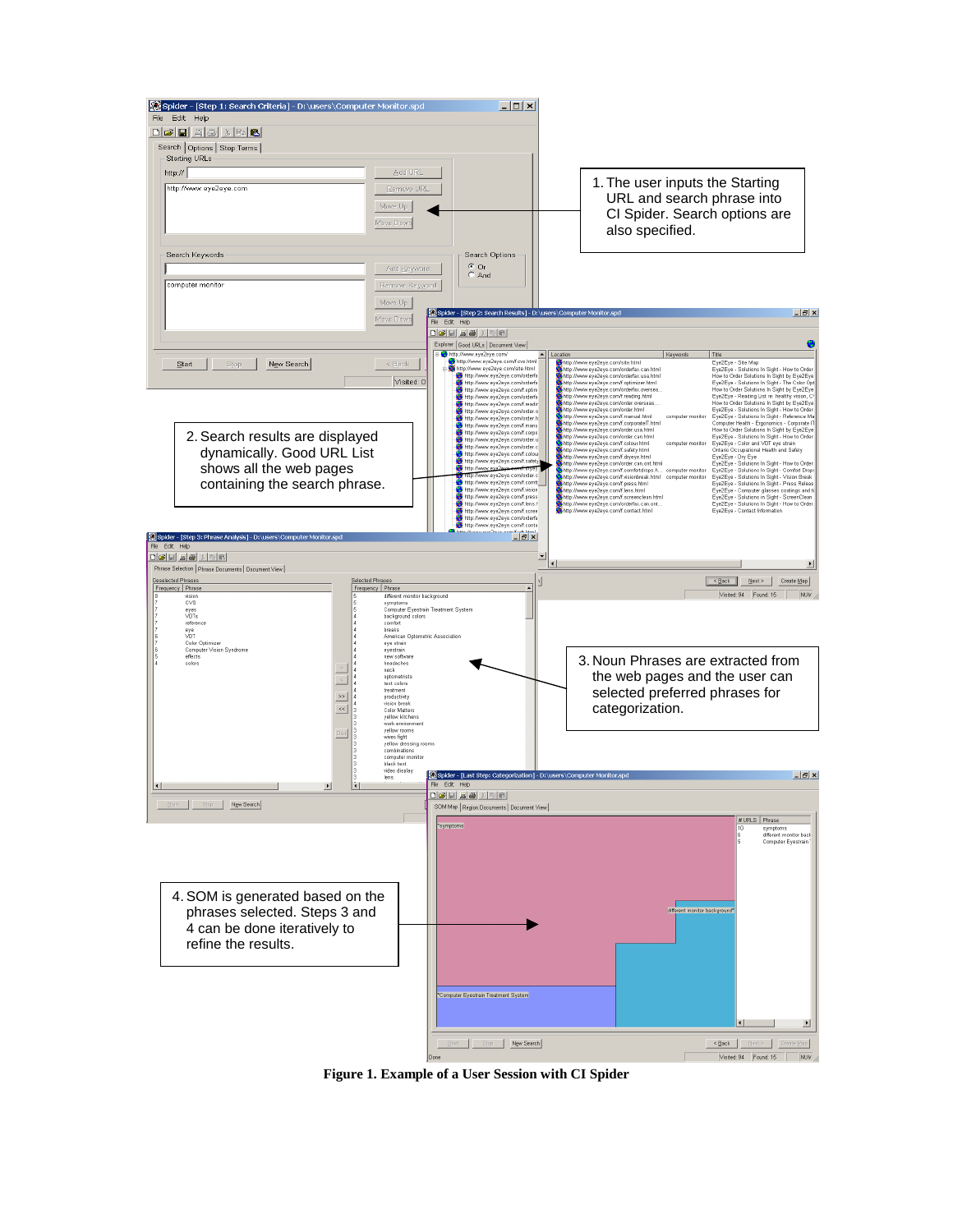1. The user inputs the Starting URL and search phrase into CI Spider. Search options are also specified.

2. Search results are displayed dynamically. Good URL List shows all the web pages containing the search phrase.

3. Noun Phrases are extracted from the web pages and the user can selected preferred phrases for categorization.

4. SOM is generated based on the phrases selected. Steps 3 and 4 can be done iteratively to refine the results.

**Figure 1. Example of a User Session with CI Spider**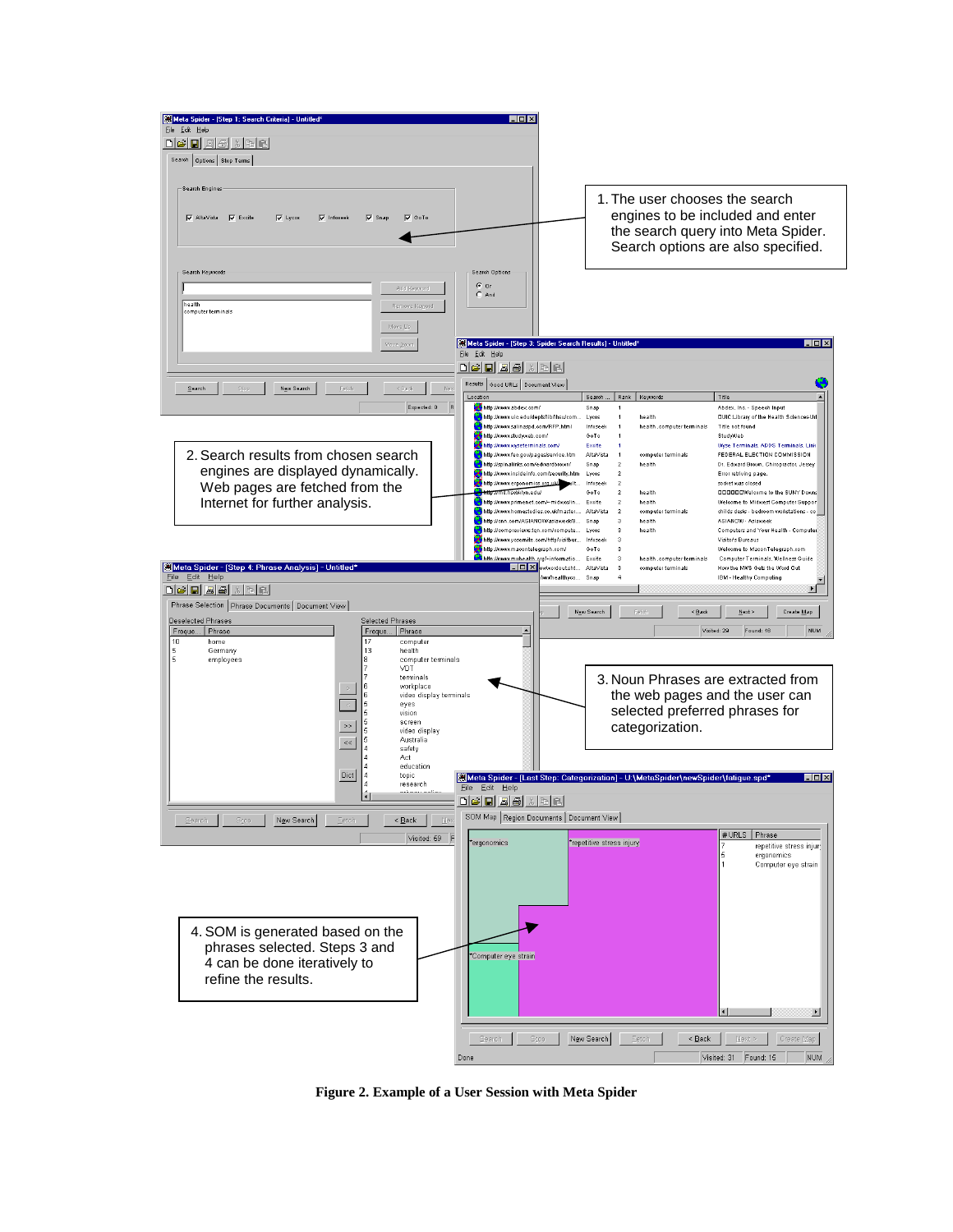1. The user chooses the search engines to be included and enter the search query into Meta Spider. Search options are also specified.

2. Search results from chosen search engines are displayed dynamically. Web pages are fetched from the Internet for further analysis.

3. Noun Phrases are extracted from the web pages and the user can selected preferred phrases for categorization.

4. SOM is generated based on the phrases selected. Steps 3 and 4 can be done iteratively to refine the results.

**Figure 2. Example of a User Session with Meta Spider**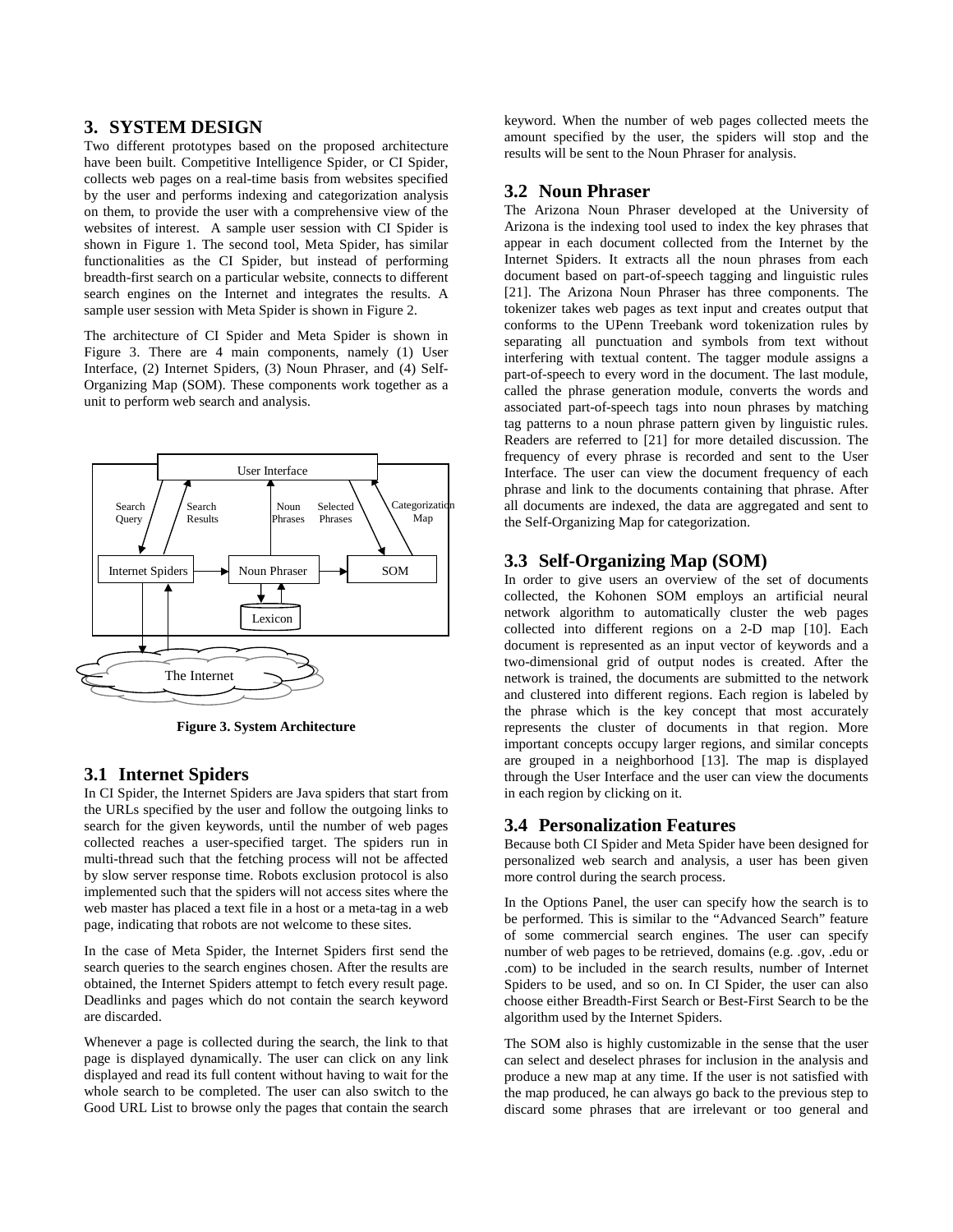## 3. SYSTEM DESIGN

Two different prototypes based on the proposed architecture have been built. Competitive Intelligence Spider, or CI Spider, collects web pages on a real-time basis from websites specified by the user and performs indexing and categorization analysis on them, to provide the user with a comprehensive view of the websites of interest. A sample user session with CI Spider is shown in Figure 1. The second tool, Meta Spider, has similar functionalities as the CI Spider, but instead of performing breadth-first search on a particular website, connects to different search engines on the Internet and integrates the results. A sample user session with Meta Spider is shown in Figure 2.

The architecture of CI Spider and Meta Spider is shown in Figure 3. There are 4 main components, namely (1) User Interface, (2) Internet Spiders, (3) Noun Phraser, and (4) Self-Organizing Map (SOM). These components work together as a unit to perform web search and analysis.

**Figure 3. System Architecture**

### 3.1 Internet Spiders

In CI Spider, the Internet Spiders are Java spiders that start from the URLs specified by the user and follow the outgoing links to search for the given keywords, until the number of web pages collected reaches a user-specified target. The spiders run in multi-thread such that the fetching process will not be affected by slow server response time. Robots exclusion protocol is also implemented such that the spiders will not access sites where the web master has placed a text file in a host or a meta-tag in a web page, indicating that robots are not welcome to these sites.

In the case of Meta Spider, the Internet Spiders first send the search queries to the search engines chosen. After the results are obtained, the Internet Spiders attempt to fetch every result page. Deadlinks and pages which do not contain the search keyword are discarded.

Whenever a page is collected during the search, the link to that page is displayed dynamically. The user can click on any link displayed and read its full content without having to wait for the whole search to be completed. The user can also switch to the Good URL List to browse only the pages that contain the search keyword. When the number of web pages collected meets the amount specified by the user, the spiders will stop and the results will be sent to the Noun Phraser for analysis.

### 3.2 Noun Phraser

The Arizona Noun Phraser developed at the University of Arizona is the indexing tool used to index the key phrases that appear in each document collected from the Internet by the Internet Spiders. It extracts all the noun phrases from each document based on part-of-speech tagging and linguistic rules [21]. The Arizona Noun Phraser has three components. The tokenizer takes web pages as text input and creates output that conforms to the UPenn Treebank word tokenization rules by separating all punctuation and symbols from text without interfering with textual content. The tagger module assigns a part-of-speech to every word in the document. The last module, called the phrase generation module, converts the words and associated part-of-speech tags into noun phrases by matching tag patterns to a noun phrase pattern given by linguistic rules. Readers are referred to [21] for more detailed discussion. The frequency of every phrase is recorded and sent to the User Interface. The user can view the document frequency of each phrase and link to the documents containing that phrase. After all documents are indexed, the data are aggregated and sent to the Self-Organizing Map for categorization.

### 3.3 Self-Organizing Map (SOM)

In order to give users an overview of the set of documents collected, the Kohonen SOM employs an artificial neural network algorithm to automatically cluster the web pages collected into different regions on a 2-D map [10]. Each document is represented as an input vector of keywords and a two-dimensional grid of output nodes is created. After the network is trained, the documents are submitted to the network and clustered into different regions. Each region is labeled by the phrase which is the key concept that most accurately represents the cluster of documents in that region. More important concepts occupy larger regions, and similar concepts are grouped in a neighborhood [13]. The map is displayed through the User Interface and the user can view the documents in each region by clicking on it.

### 3.4 Personalization Features

Because both CI Spider and Meta Spider have been designed for personalized web search and analysis, a user has been given more control during the search process.

In the Options Panel, the user can specify how the search is to be performed. This is similar to the "Advanced Search" feature of some commercial search engines. The user can specify number of web pages to be retrieved, domains (e.g. .gov, .edu or .com) to be included in the search results, number of Internet Spiders to be used, and so on. In CI Spider, the user can also choose either Breadth-First Search or Best-First Search to be the algorithm used by the Internet Spiders.

The SOM also is highly customizable in the sense that the user can select and deselect phrases for inclusion in the analysis and produce a new map at any time. If the user is not satisfied with the map produced, he can always go back to the previous step to discard some phrases that are irrelevant or too general and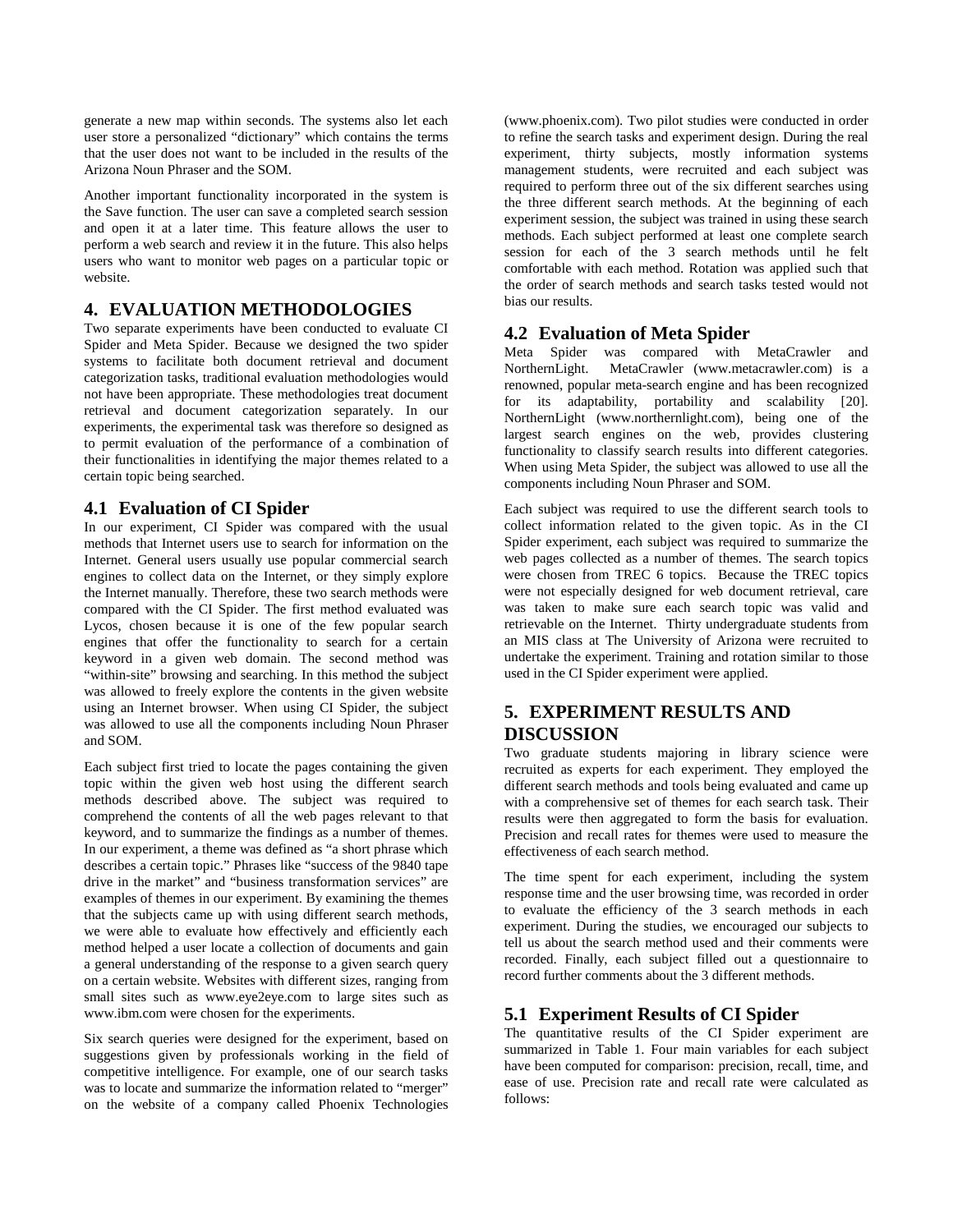generate a new map within seconds. The systems also let each user store a personalized "dictionary" which contains the terms that the user does not want to be included in the results of the Arizona Noun Phraser and the SOM.

Another important functionality incorporated in the system is the Save function. The user can save a completed search session and open it at a later time. This feature allows the user to perform a web search and review it in the future. This also helps users who want to monitor web pages on a particular topic or website.

## 4. EVALUATION METHODOLOGIES

Two separate experiments have been conducted to evaluate CI Spider and Meta Spider. Because we designed the two spider systems to facilitate both document retrieval and document categorization tasks, traditional evaluation methodologies would not have been appropriate. These methodologies treat document retrieval and document categorization separately. In our experiments, the experimental task was therefore so designed as to permit evaluation of the performance of a combination of their functionalities in identifying the major themes related to a certain topic being searched.

### 4.1 Evaluation of CI Spider

In our experiment, CI Spider was compared with the usual methods that Internet users use to search for information on the Internet. General users usually use popular commercial search engines to collect data on the Internet, or they simply explore the Internet manually. Therefore, these two search methods were compared with the CI Spider. The first method evaluated was Lycos, chosen because it is one of the few popular search engines that offer the functionality to search for a certain keyword in a given web domain. The second method was "within-site" browsing and searching. In this method the subject was allowed to freely explore the contents in the given website using an Internet browser. When using CI Spider, the subject was allowed to use all the components including Noun Phraser and SOM.

Each subject first tried to locate the pages containing the given topic within the given web host using the different search methods described above. The subject was required to comprehend the contents of all the web pages relevant to that keyword, and to summarize the findings as a number of themes. In our experiment, a theme was defined as "a short phrase which describes a certain topic." Phrases like "success of the 9840 tape drive in the market" and "business transformation services" are examples of themes in our experiment. By examining the themes that the subjects came up with using different search methods, we were able to evaluate how effectively and efficiently each method helped a user locate a collection of documents and gain a general understanding of the response to a given search query on a certain website. Websites with different sizes, ranging from small sites such as www.eye2eye.com to large sites such as www.ibm.com were chosen for the experiments.

Six search queries were designed for the experiment, based on suggestions given by professionals working in the field of competitive intelligence. For example, one of our search tasks was to locate and summarize the information related to "merger" on the website of a company called Phoenix Technologies (www.phoenix.com). Two pilot studies were conducted in order to refine the search tasks and experiment design. During the real experiment, thirty subjects, mostly information systems management students, were recruited and each subject was required to perform three out of the six different searches using the three different search methods. At the beginning of each experiment session, the subject was trained in using these search methods. Each subject performed at least one complete search session for each of the 3 search methods until he felt comfortable with each method. Rotation was applied such that the order of search methods and search tasks tested would not bias our results.

### 4.2 Evaluation of Meta Spider

Meta Spider was compared with MetaCrawler and NorthernLight. MetaCrawler (www.metacrawler.com) is a renowned, popular meta-search engine and has been recognized for its adaptability, portability and scalability [20]. NorthernLight (www.northernlight.com), being one of the largest search engines on the web, provides clustering functionality to classify search results into different categories. When using Meta Spider, the subject was allowed to use all the components including Noun Phraser and SOM.

Each subject was required to use the different search tools to collect information related to the given topic. As in the CI Spider experiment, each subject was required to summarize the web pages collected as a number of themes. The search topics were chosen from TREC 6 topics. Because the TREC topics were not especially designed for web document retrieval, care was taken to make sure each search topic was valid and retrievable on the Internet. Thirty undergraduate students from an MIS class at The University of Arizona were recruited to undertake the experiment. Training and rotation similar to those used in the CI Spider experiment were applied.

## 5. EXPERIMENT RESULTS AND DISCUSSION

Two graduate students majoring in library science were recruited as experts for each experiment. They employed the different search methods and tools being evaluated and came up with a comprehensive set of themes for each search task. Their results were then aggregated to form the basis for evaluation. Precision and recall rates for themes were used to measure the effectiveness of each search method.

The time spent for each experiment, including the system response time and the user browsing time, was recorded in order to evaluate the efficiency of the 3 search methods in each experiment. During the studies, we encouraged our subjects to tell us about the search method used and their comments were recorded. Finally, each subject filled out a questionnaire to record further comments about the 3 different methods.

### 5.1 Experiment Results of CI Spider

The quantitative results of the CI Spider experiment are summarized in Table 1. Four main variables for each subject have been computed for comparison: precision, recall, time, and ease of use. Precision rate and recall rate were calculated as follows: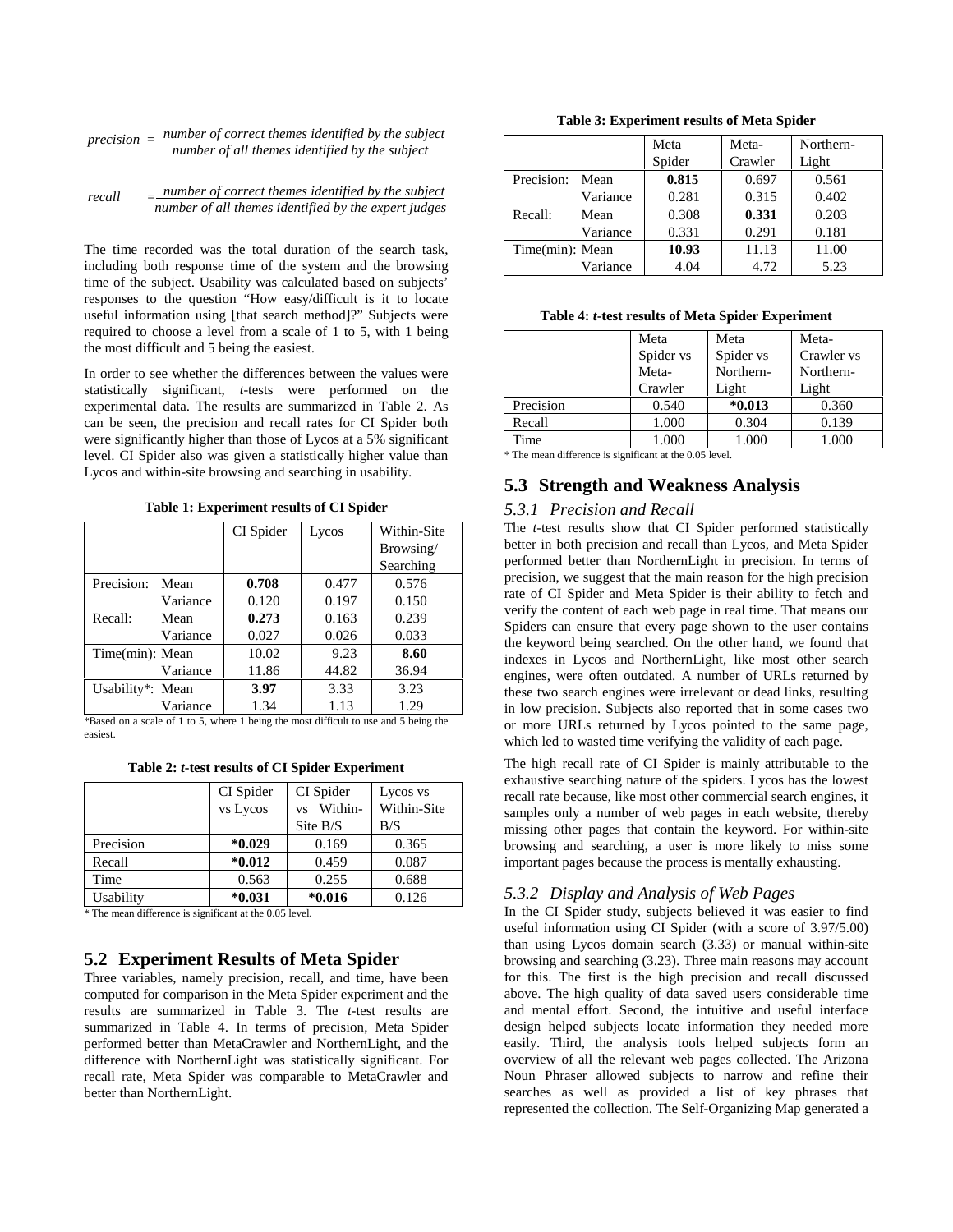$$precision = \frac{\textit{number of correct themes identified by the subject}}{\textit{number of all themes identified by the subject}}$$

$$recall = \frac{\textit{number of correct themes identified by the subject}}{\textit{number of all themes identified by the expert judges}}$$

The time recorded was the total duration of the search task, including both response time of the system and the browsing time of the subject. Usability was calculated based on subjects' responses to the question "How easy/difficult is it to locate useful information using [that search method]?" Subjects were required to choose a level from a scale of 1 to 5, with 1 being the most difficult and 5 being the easiest.

In order to see whether the differences between the values were statistically significant, *t*-tests were performed on the experimental data. The results are summarized in Table 2. As can be seen, the precision and recall rates for CI Spider both were significantly higher than those of Lycos at a 5% significant level. CI Spider also was given a statistically higher value than Lycos and within-site browsing and searching in usability.

**Table 1: Experiment results of CI Spider**

| | | CI Spider | Lycos | Within-Site Browsing/ Searching |
|---|---|---|---|---|
| Precision: | Mean | **0.708** | 0.477 | 0.576 |
| | Variance | 0.120 | 0.197 | 0.150 |
| Recall: | Mean | **0.273** | 0.163 | 0.239 |
| | Variance | 0.027 | 0.026 | 0.033 |
| Time(min): | Mean | 10.02 | 9.23 | **8.60** |
| | Variance | 11.86 | 44.82 | 36.94 |
| Usability*: | Mean | **3.97** | 3.33 | 3.23 |
| | Variance | 1.34 | 1.13 | 1.29 |

*Based on a scale of 1 to 5, where 1 being the most difficult to use and 5 being the easiest.

**Table 2: *t*-test results of CI Spider Experiment**

| | CI Spider vs Lycos | CI Spider vs Within-Site B/S | Lycos vs Within-Site B/S |
|---|---|---|---|
| Precision | ***0.029** | 0.169 | 0.365 |
| Recall | ***0.012** | 0.459 | 0.087 |
| Time | 0.563 | 0.255 | 0.688 |
| Usability | ***0.031** | ***0.016** | 0.126 |

* The mean difference is significant at the 0.05 level.

## 5.2 Experiment Results of Meta Spider

Three variables, namely precision, recall, and time, have been computed for comparison in the Meta Spider experiment and the results are summarized in Table 3. The *t*-test results are summarized in Table 4. In terms of precision, Meta Spider performed better than MetaCrawler and NorthernLight, and the difference with NorthernLight was statistically significant. For recall rate, Meta Spider was comparable to MetaCrawler and better than NorthernLight.

**Table 3: Experiment results of Meta Spider**

| | | Meta Spider | Meta-Crawler | Northern-Light |
|---|---|---|---|---|
| Precision: | Mean | **0.815** | 0.697 | 0.561 |
| | Variance | 0.281 | 0.315 | 0.402 |
| Recall: | Mean | 0.308 | **0.331** | 0.203 |
| | Variance | 0.331 | 0.291 | 0.181 |
| Time(min): | Mean | **10.93** | 11.13 | 11.00 |
| | Variance | 4.04 | 4.72 | 5.23 |

**Table 4: *t*-test results of Meta Spider Experiment**

| | Meta Spider vs Meta-Crawler | Meta Spider vs Northern-Light | Meta-Crawler vs Northern-Light |
|---|---|---|---|
| Precision | 0.540 | ***0.013** | 0.360 |
| Recall | 1.000 | 0.304 | 0.139 |
| Time | 1.000 | 1.000 | 1.000 |

* The mean difference is significant at the 0.05 level.

## 5.3 Strength and Weakness Analysis

### *5.3.1 Precision and Recall*

The *t*-test results show that CI Spider performed statistically better in both precision and recall than Lycos, and Meta Spider performed better than NorthernLight in precision. In terms of precision, we suggest that the main reason for the high precision rate of CI Spider and Meta Spider is their ability to fetch and verify the content of each web page in real time. That means our Spiders can ensure that every page shown to the user contains the keyword being searched. On the other hand, we found that indexes in Lycos and NorthernLight, like most other search engines, were often outdated. A number of URLs returned by these two search engines were irrelevant or dead links, resulting in low precision. Subjects also reported that in some cases two or more URLs returned by Lycos pointed to the same page, which led to wasted time verifying the validity of each page.

The high recall rate of CI Spider is mainly attributable to the exhaustive searching nature of the spiders. Lycos has the lowest recall rate because, like most other commercial search engines, it samples only a number of web pages in each website, thereby missing other pages that contain the keyword. For within-site browsing and searching, a user is more likely to miss some important pages because the process is mentally exhausting.

### *5.3.2 Display and Analysis of Web Pages*

In the CI Spider study, subjects believed it was easier to find useful information using CI Spider (with a score of 3.97/5.00) than using Lycos domain search (3.33) or manual within-site browsing and searching (3.23). Three main reasons may account for this. The first is the high precision and recall discussed above. The high quality of data saved users considerable time and mental effort. Second, the intuitive and useful interface design helped subjects locate information they needed more easily. Third, the analysis tools helped subjects form an overview of all the relevant web pages collected. The Arizona Noun Phraser allowed subjects to narrow and refine their searches as well as provided a list of key phrases that represented the collection. The Self-Organizing Map generated a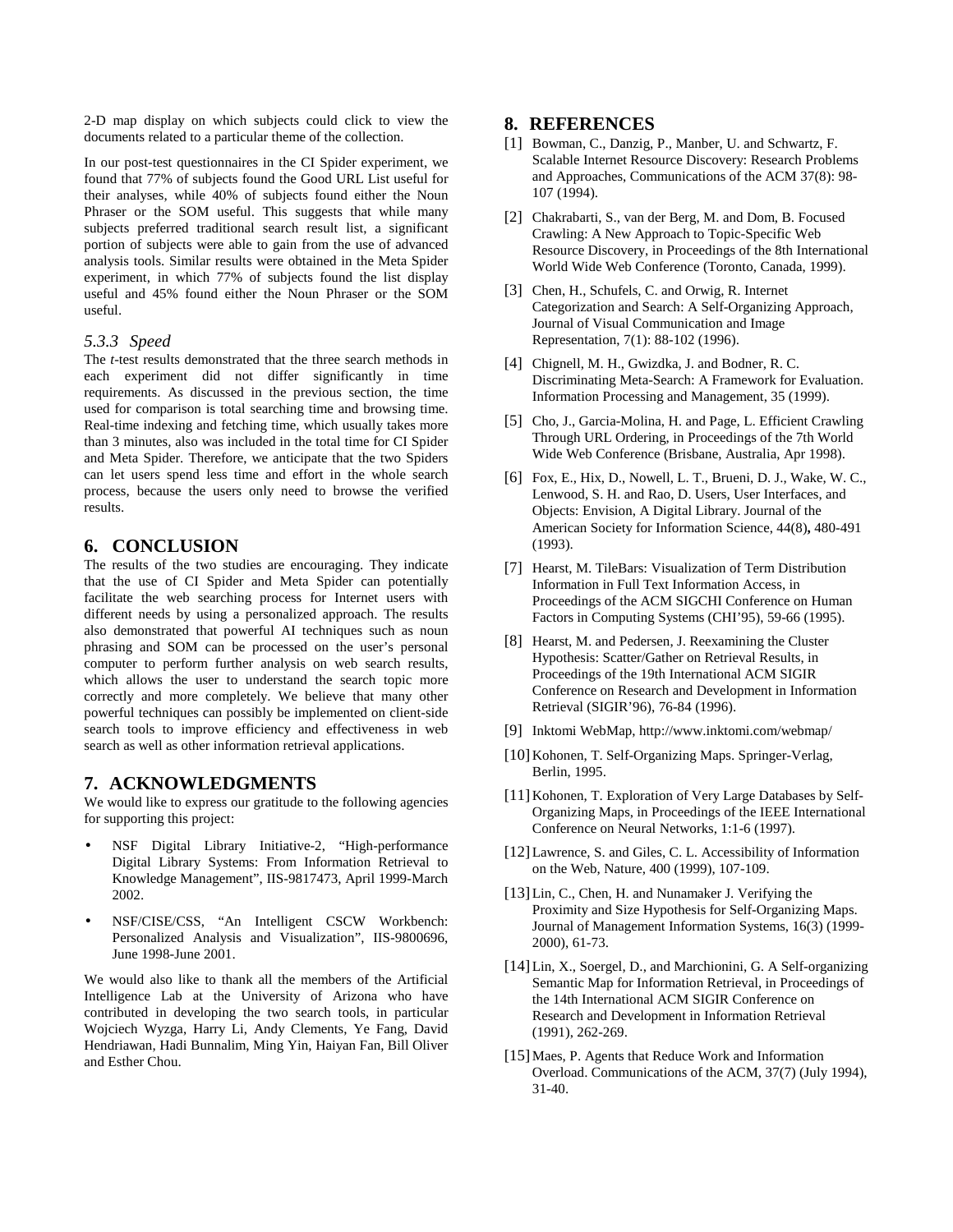2-D map display on which subjects could click to view the documents related to a particular theme of the collection.

In our post-test questionnaires in the CI Spider experiment, we found that 77% of subjects found the Good URL List useful for their analyses, while 40% of subjects found either the Noun Phraser or the SOM useful. This suggests that while many subjects preferred traditional search result list, a significant portion of subjects were able to gain from the use of advanced analysis tools. Similar results were obtained in the Meta Spider experiment, in which 77% of subjects found the list display useful and 45% found either the Noun Phraser or the SOM useful.

### *5.3.3 Speed*

The *t*-test results demonstrated that the three search methods in each experiment did not differ significantly in time requirements. As discussed in the previous section, the time used for comparison is total searching time and browsing time. Real-time indexing and fetching time, which usually takes more than 3 minutes, also was included in the total time for CI Spider and Meta Spider. Therefore, we anticipate that the two Spiders can let users spend less time and effort in the whole search process, because the users only need to browse the verified results.

## 6. CONCLUSION

The results of the two studies are encouraging. They indicate that the use of CI Spider and Meta Spider can potentially facilitate the web searching process for Internet users with different needs by using a personalized approach. The results also demonstrated that powerful AI techniques such as noun phrasing and SOM can be processed on the user's personal computer to perform further analysis on web search results, which allows the user to understand the search topic more correctly and more completely. We believe that many other powerful techniques can possibly be implemented on client-side search tools to improve efficiency and effectiveness in web search as well as other information retrieval applications.

## 7. ACKNOWLEDGMENTS

We would like to express our gratitude to the following agencies for supporting this project:

- NSF Digital Library Initiative-2, "High-performance Digital Library Systems: From Information Retrieval to Knowledge Management", IIS-9817473, April 1999-March 2002.
- NSF/CISE/CSS, "An Intelligent CSCW Workbench: Personalized Analysis and Visualization", IIS-9800696, June 1998-June 2001.

We would also like to thank all the members of the Artificial Intelligence Lab at the University of Arizona who have contributed in developing the two search tools, in particular Wojciech Wyzga, Harry Li, Andy Clements, Ye Fang, David Hendriawan, Hadi Bunnalim, Ming Yin, Haiyan Fan, Bill Oliver and Esther Chou.

## 8. REFERENCES

[1] Bowman, C., Danzig, P., Manber, U. and Schwartz, F. Scalable Internet Resource Discovery: Research Problems and Approaches, Communications of the ACM 37(8): 98-107 (1994).

[2] Chakrabarti, S., van der Berg, M. and Dom, B. Focused Crawling: A New Approach to Topic-Specific Web Resource Discovery, in Proceedings of the 8th International World Wide Web Conference (Toronto, Canada, 1999).

[3] Chen, H., Schufels, C. and Orwig, R. Internet Categorization and Search: A Self-Organizing Approach, Journal of Visual Communication and Image Representation, 7(1): 88-102 (1996).

[4] Chignell, M. H., Gwizdka, J. and Bodner, R. C. Discriminating Meta-Search: A Framework for Evaluation. Information Processing and Management, 35 (1999).

[5] Cho, J., Garcia-Molina, H. and Page, L. Efficient Crawling Through URL Ordering, in Proceedings of the 7th World Wide Web Conference (Brisbane, Australia, Apr 1998).

[6] Fox, E., Hix, D., Nowell, L. T., Brueni, D. J., Wake, W. C., Lenwood, S. H. and Rao, D. Users, User Interfaces, and Objects: Envision, A Digital Library. Journal of the American Society for Information Science, 44(8)**,** 480-491 (1993).

[7] Hearst, M. TileBars: Visualization of Term Distribution Information in Full Text Information Access, in Proceedings of the ACM SIGCHI Conference on Human Factors in Computing Systems (CHI'95), 59-66 (1995).

[8] Hearst, M. and Pedersen, J. Reexamining the Cluster Hypothesis: Scatter/Gather on Retrieval Results, in Proceedings of the 19th International ACM SIGIR Conference on Research and Development in Information Retrieval (SIGIR'96), 76-84 (1996).

[9] Inktomi WebMap, http://www.inktomi.com/webmap/

[10] Kohonen, T. Self-Organizing Maps. Springer-Verlag, Berlin, 1995.

[11] Kohonen, T. Exploration of Very Large Databases by Self-Organizing Maps, in Proceedings of the IEEE International Conference on Neural Networks, 1:1-6 (1997).

[12] Lawrence, S. and Giles, C. L. Accessibility of Information on the Web, Nature, 400 (1999), 107-109.

[13] Lin, C., Chen, H. and Nunamaker J. Verifying the Proximity and Size Hypothesis for Self-Organizing Maps. Journal of Management Information Systems, 16(3) (1999-2000), 61-73.

[14] Lin, X., Soergel, D., and Marchionini, G. A Self-organizing Semantic Map for Information Retrieval, in Proceedings of the 14th International ACM SIGIR Conference on Research and Development in Information Retrieval (1991), 262-269.

[15] Maes, P. Agents that Reduce Work and Information Overload. Communications of the ACM, 37(7) (July 1994), 31-40.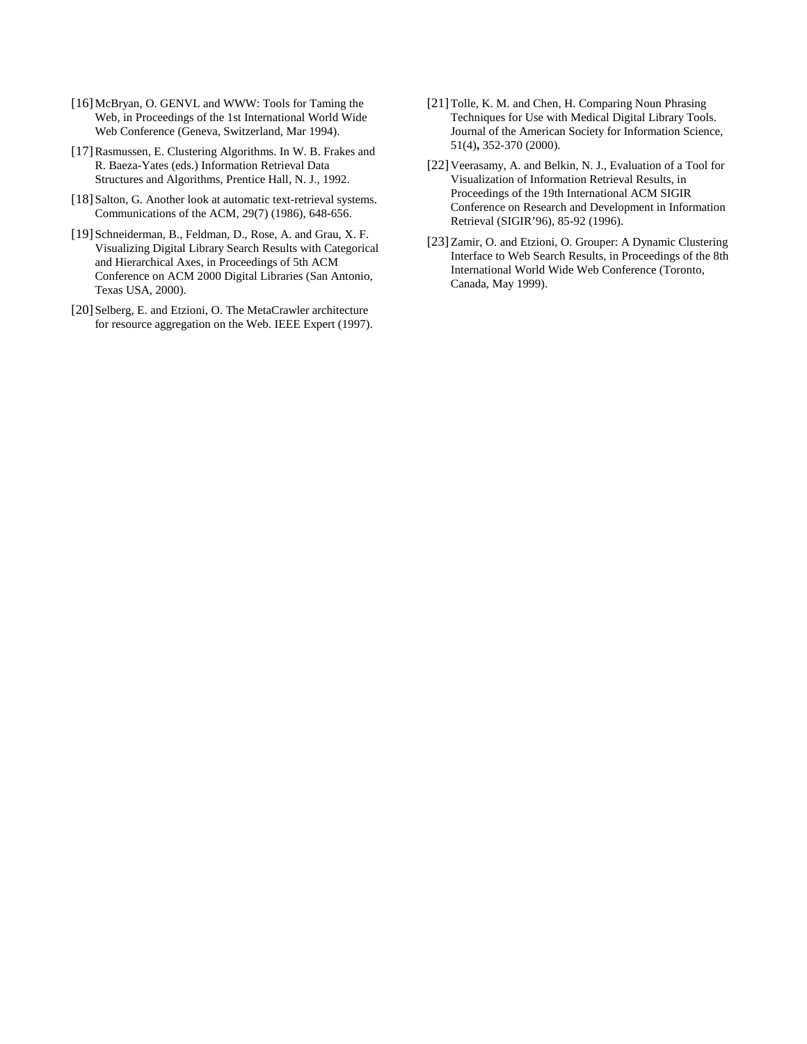[16] McBryan, O. GENVL and WWW: Tools for Taming the Web, in Proceedings of the 1st International World Wide Web Conference (Geneva, Switzerland, Mar 1994).

[17] Rasmussen, E. Clustering Algorithms. In W. B. Frakes and R. Baeza-Yates (eds.) Information Retrieval Data Structures and Algorithms, Prentice Hall, N. J., 1992.

[18] Salton, G. Another look at automatic text-retrieval systems. Communications of the ACM, 29(7) (1986), 648-656.

[19] Schneiderman, B., Feldman, D., Rose, A. and Grau, X. F. Visualizing Digital Library Search Results with Categorical and Hierarchical Axes, in Proceedings of 5th ACM Conference on ACM 2000 Digital Libraries (San Antonio, Texas USA, 2000).

[20] Selberg, E. and Etzioni, O. The MetaCrawler architecture for resource aggregation on the Web. IEEE Expert (1997).

[21] Tolle, K. M. and Chen, H. Comparing Noun Phrasing Techniques for Use with Medical Digital Library Tools. Journal of the American Society for Information Science, 51(4)**,** 352-370 (2000).

[22] Veerasamy, A. and Belkin, N. J., Evaluation of a Tool for Visualization of Information Retrieval Results, in Proceedings of the 19th International ACM SIGIR Conference on Research and Development in Information Retrieval (SIGIR'96), 85-92 (1996).

[23] Zamir, O. and Etzioni, O. Grouper: A Dynamic Clustering Interface to Web Search Results, in Proceedings of the 8th International World Wide Web Conference (Toronto, Canada, May 1999).